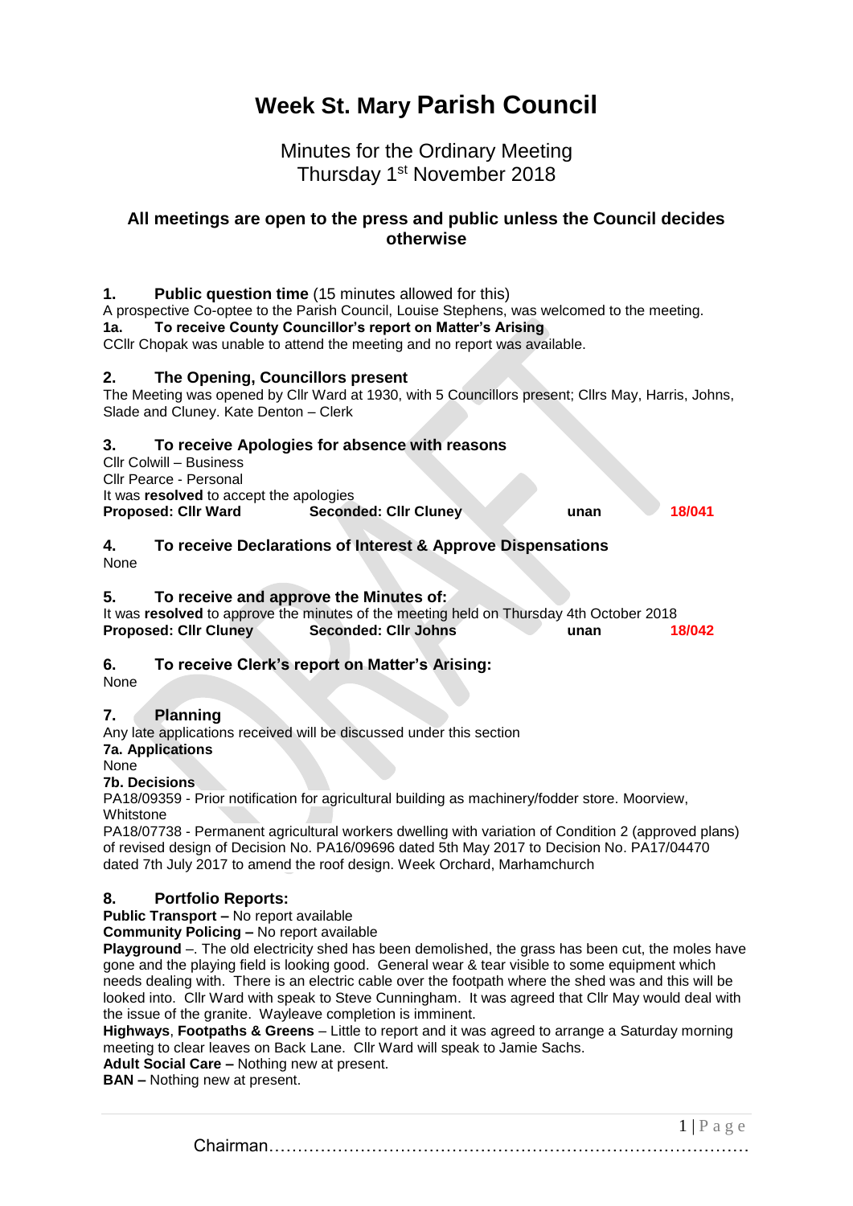# Week St. Mary Parish Council

## Minutes for the Ordinary Meeting
## Thursday 1st November 2018

### All meetings are open to the press and public unless the Council decides otherwise

**1. Public question time** (15 minutes allowed for this)

A prospective Co-optee to the Parish Council, Louise Stephens, was welcomed to the meeting.

**1a. To receive County Councillor's report on Matter's Arising**

CCllr Chopak was unable to attend the meeting and no report was available.

**2. The Opening, Councillors present**

The Meeting was opened by Cllr Ward at 1930, with 5 Councillors present; Cllrs May, Harris, Johns, Slade and Cluney. Kate Denton – Clerk

**3. To receive Apologies for absence with reasons**

Cllr Colwill – Business
Cllr Pearce - Personal
It was **resolved** to accept the apologies

**Proposed: Cllr Ward** **Seconded: Cllr Cluney** **unan** **18/041**

**4. To receive Declarations of Interest & Approve Dispensations**

None

**5. To receive and approve the Minutes of:**

It was **resolved** to approve the minutes of the meeting held on Thursday 4th October 2018

**Proposed: Cllr Cluney** **Seconded: Cllr Johns** **unan** **18/042**

**6. To receive Clerk's report on Matter's Arising:**

None

**7. Planning**

Any late applications received will be discussed under this section

**7a. Applications**

None

**7b. Decisions**

PA18/09359 - Prior notification for agricultural building as machinery/fodder store. Moorview, Whitstone

PA18/07738 - Permanent agricultural workers dwelling with variation of Condition 2 (approved plans) of revised design of Decision No. PA16/09696 dated 5th May 2017 to Decision No. PA17/04470 dated 7th July 2017 to amend the roof design. Week Orchard, Marhamchurch

**8. Portfolio Reports:**

**Public Transport –** No report available

**Community Policing –** No report available

**Playground** –. The old electricity shed has been demolished, the grass has been cut, the moles have gone and the playing field is looking good. General wear & tear visible to some equipment which needs dealing with. There is an electric cable over the footpath where the shed was and this will be looked into. Cllr Ward with speak to Steve Cunningham. It was agreed that Cllr May would deal with the issue of the granite. Wayleave completion is imminent.

**Highways**, **Footpaths & Greens** – Little to report and it was agreed to arrange a Saturday morning meeting to clear leaves on Back Lane. Cllr Ward will speak to Jamie Sachs.

**Adult Social Care –** Nothing new at present.

**BAN –** Nothing new at present.

Chairman………………………………………………………………………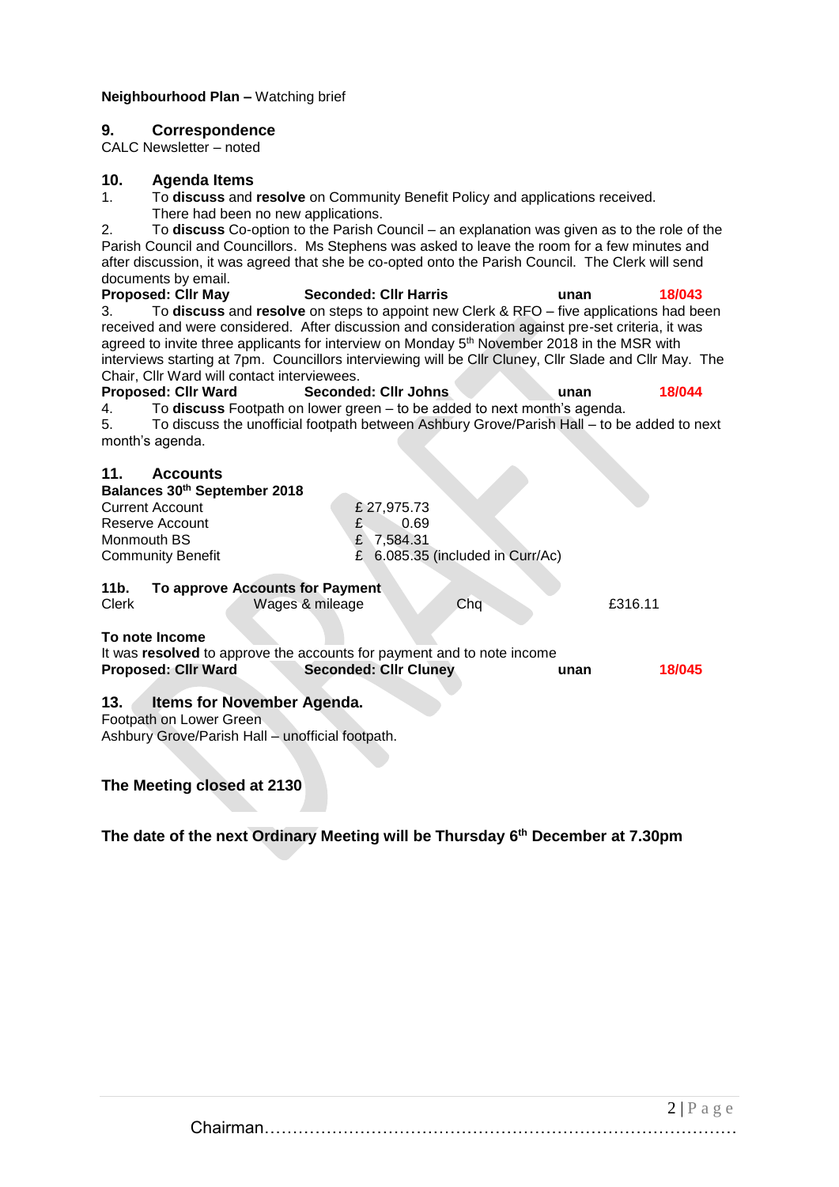**Neighbourhood Plan –** Watching brief

## 9. Correspondence

CALC Newsletter – noted

## 10. Agenda Items

1. To **discuss** and **resolve** on Community Benefit Policy and applications received. There had been no new applications.

2. To **discuss** Co-option to the Parish Council – an explanation was given as to the role of the Parish Council and Councillors. Ms Stephens was asked to leave the room for a few minutes and after discussion, it was agreed that she be co-opted onto the Parish Council. The Clerk will send documents by email.

**Proposed: Cllr May** **Seconded: Cllr Harris** **unan** **18/043**

3. To **discuss** and **resolve** on steps to appoint new Clerk & RFO – five applications had been received and were considered. After discussion and consideration against pre-set criteria, it was agreed to invite three applicants for interview on Monday 5th November 2018 in the MSR with interviews starting at 7pm. Councillors interviewing will be Cllr Cluney, Cllr Slade and Cllr May. The Chair, Cllr Ward will contact interviewees.

**Proposed: Cllr Ward** **Seconded: Cllr Johns** **unan** **18/044**

4. To **discuss** Footpath on lower green – to be added to next month's agenda.

5. To discuss the unofficial footpath between Ashbury Grove/Parish Hall – to be added to next month's agenda.

## 11. Accounts

**Balances 30th September 2018**

| | |
|---|---|
| Current Account | £ 27,975.73 |
| Reserve Account | £ 0.69 |
| Monmouth BS | £ 7,584.31 |
| Community Benefit | £ 6.085.35 (included in Curr/Ac) |

**11b. To approve Accounts for Payment**

| | | | |
|---|---|---|---|
| Clerk | Wages & mileage | Chq | £316.11 |

**To note Income**

It was **resolved** to approve the accounts for payment and to note income

**Proposed: Cllr Ward** **Seconded: Cllr Cluney** **unan** **18/045**

## 13. Items for November Agenda.

Footpath on Lower Green

Ashbury Grove/Parish Hall – unofficial footpath.

**The Meeting closed at 2130**

**The date of the next Ordinary Meeting will be Thursday 6th December at 7.30pm**

Chairman………………………………………………………………………